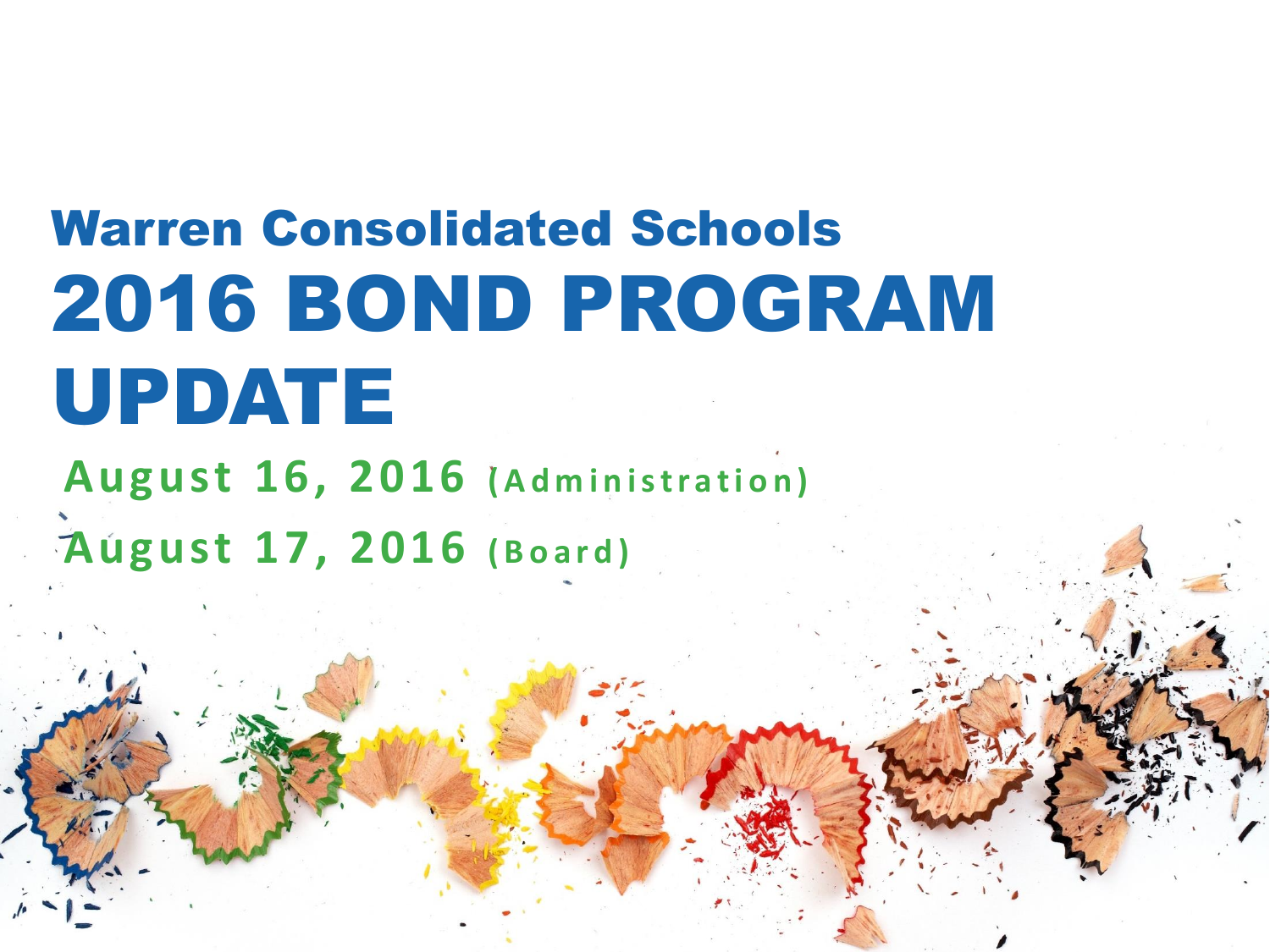# Warren Consolidated Schools

# 2016 BOND PROGRAM UPDATE

**August 16, 2016 (Administration)**

**August 17, 2016 (Board)**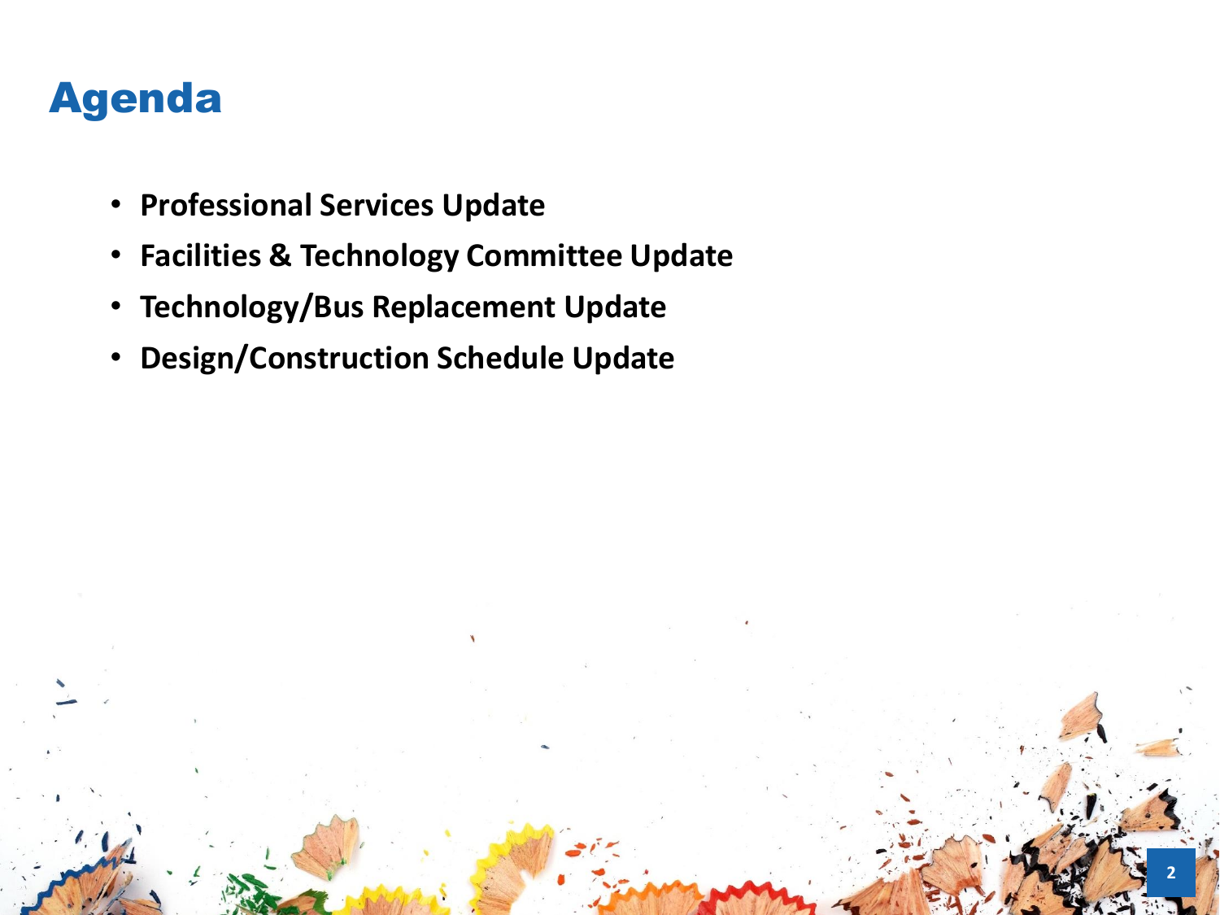# Agenda

- **Professional Services Update**
- **Facilities & Technology Committee Update**
- **Technology/Bus Replacement Update**
- **Design/Construction Schedule Update**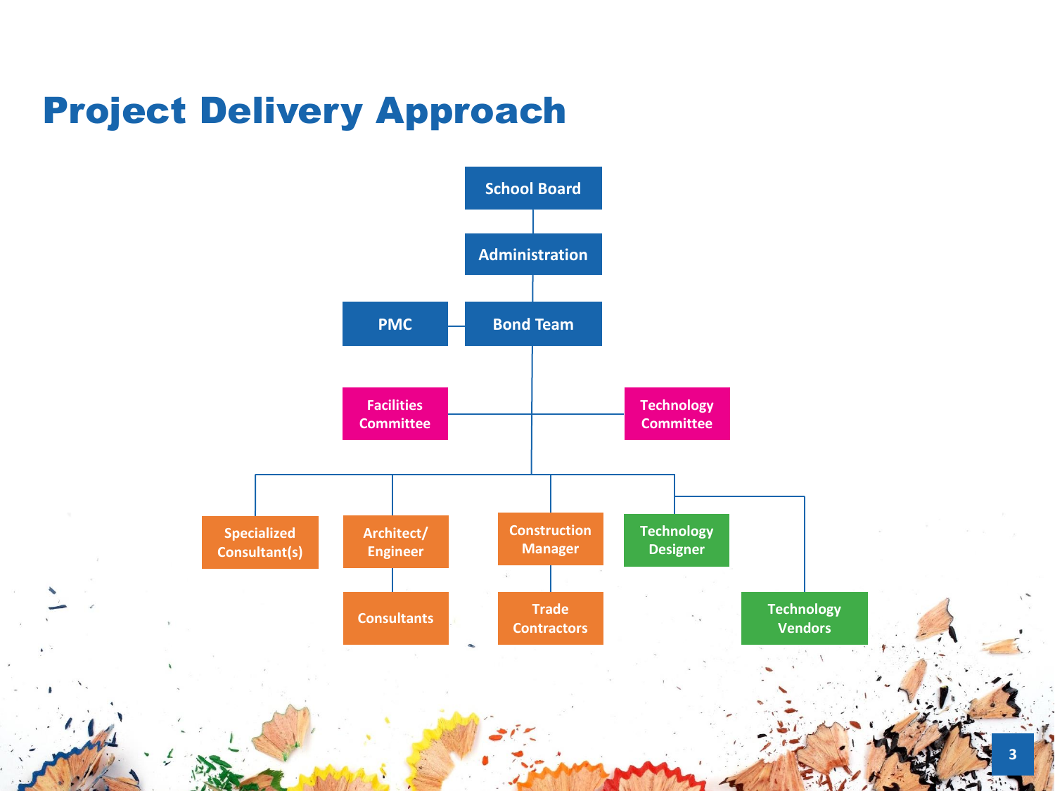# Project Delivery Approach

- School Board
  - Administration
    - Bond Team
      - PMC
      - Facilities Committee
      - Technology Committee
      - Specialized Consultant(s)
      - Architect/ Engineer
        - Consultants
      - Construction Manager
        - Trade Contractors
      - Technology Designer
      - Technology Vendors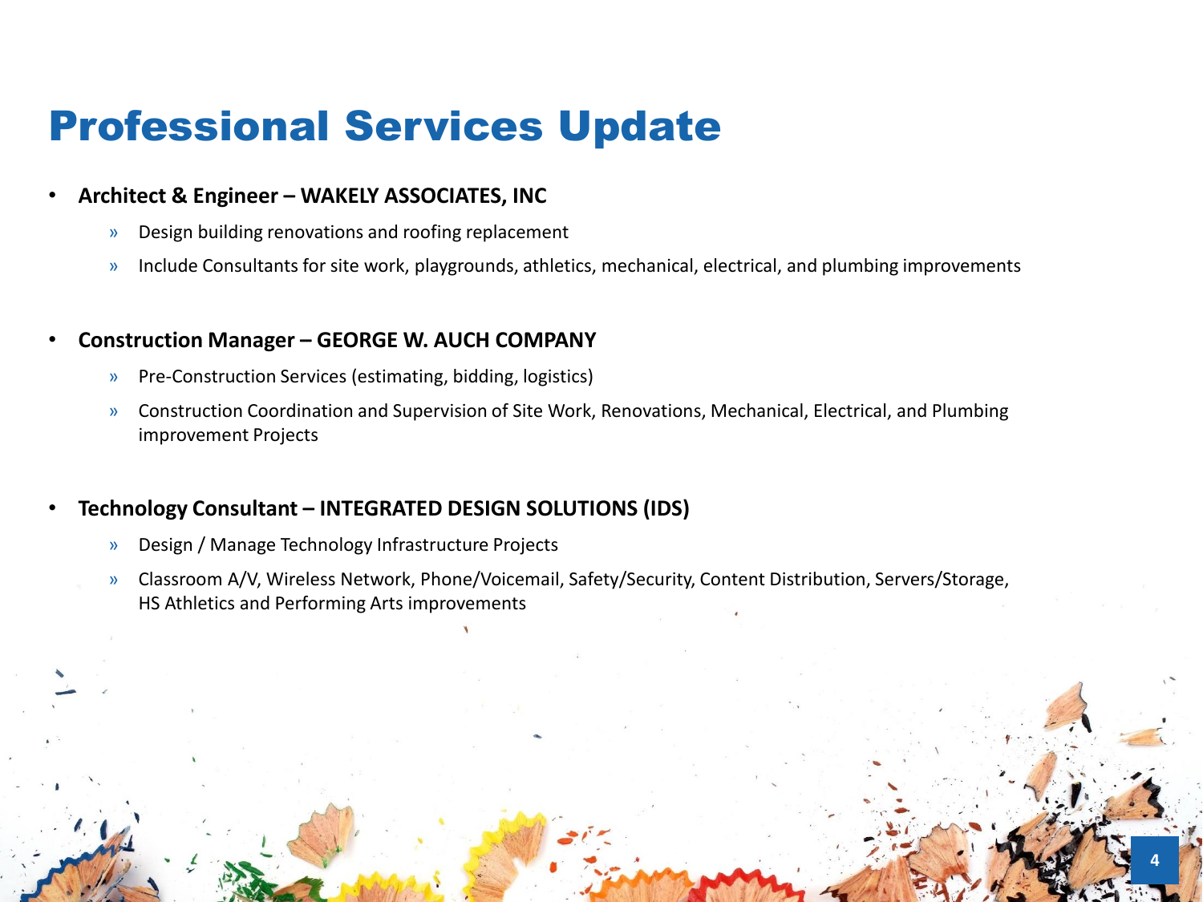# Professional Services Update

- **Architect & Engineer – WAKELY ASSOCIATES, INC**
  - Design building renovations and roofing replacement
  - Include Consultants for site work, playgrounds, athletics, mechanical, electrical, and plumbing improvements

- **Construction Manager – GEORGE W. AUCH COMPANY**
  - Pre-Construction Services (estimating, bidding, logistics)
  - Construction Coordination and Supervision of Site Work, Renovations, Mechanical, Electrical, and Plumbing improvement Projects

- **Technology Consultant – INTEGRATED DESIGN SOLUTIONS (IDS)**
  - Design / Manage Technology Infrastructure Projects
  - Classroom A/V, Wireless Network, Phone/Voicemail, Safety/Security, Content Distribution, Servers/Storage, HS Athletics and Performing Arts improvements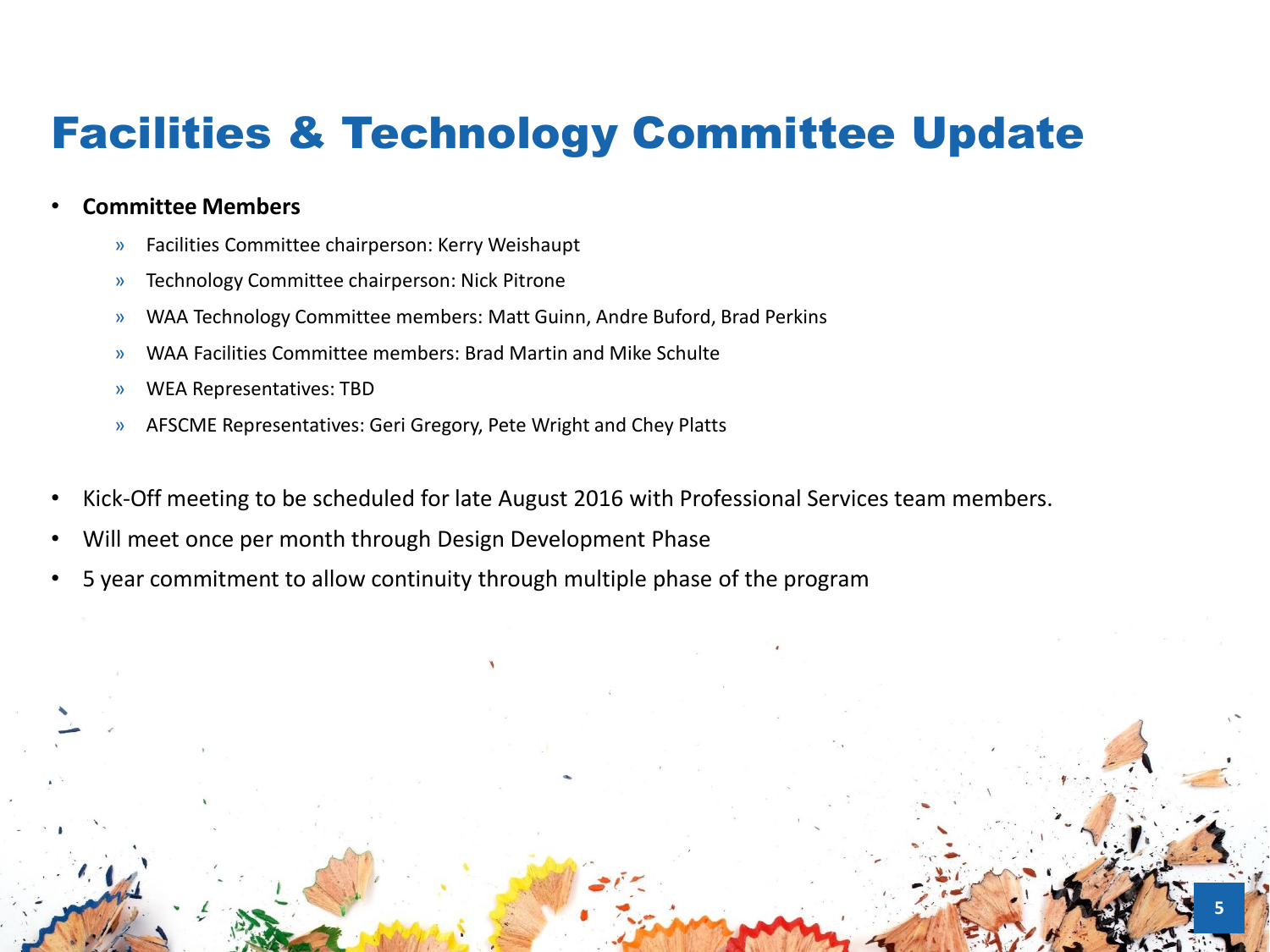# Facilities & Technology Committee Update

- **Committee Members**
  - Facilities Committee chairperson: Kerry Weishaupt
  - Technology Committee chairperson: Nick Pitrone
  - WAA Technology Committee members: Matt Guinn, Andre Buford, Brad Perkins
  - WAA Facilities Committee members: Brad Martin and Mike Schulte
  - WEA Representatives: TBD
  - AFSCME Representatives: Geri Gregory, Pete Wright and Chey Platts
- Kick-Off meeting to be scheduled for late August 2016 with Professional Services team members.
- Will meet once per month through Design Development Phase
- 5 year commitment to allow continuity through multiple phase of the program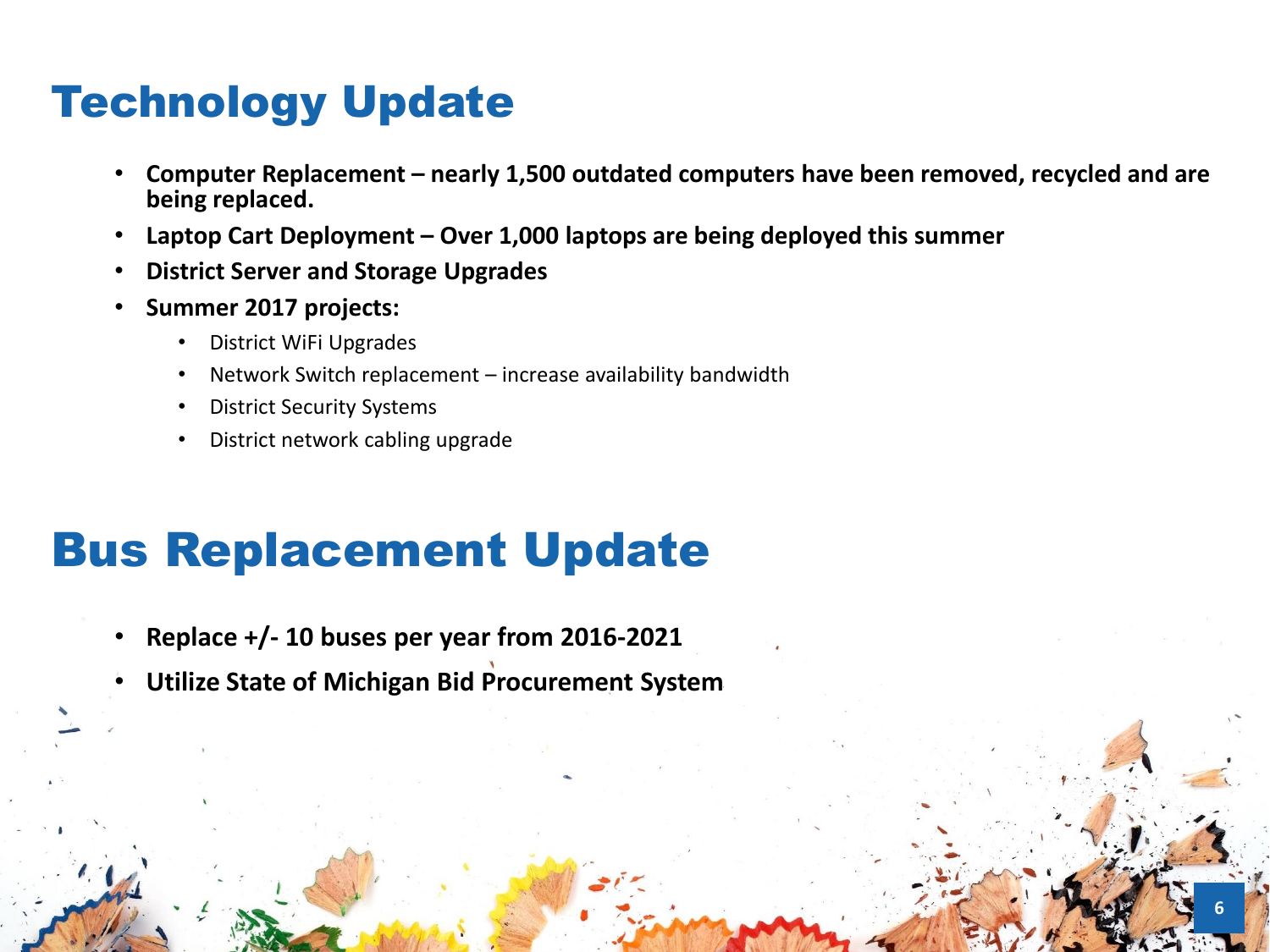# Technology Update

- **Computer Replacement – nearly 1,500 outdated computers have been removed, recycled and are being replaced.**
- **Laptop Cart Deployment – Over 1,000 laptops are being deployed this summer**
- **District Server and Storage Upgrades**
- **Summer 2017 projects:**
  - District WiFi Upgrades
  - Network Switch replacement – increase availability bandwidth
  - District Security Systems
  - District network cabling upgrade

# Bus Replacement Update

- **Replace +/- 10 buses per year from 2016-2021**
- **Utilize State of Michigan Bid Procurement System**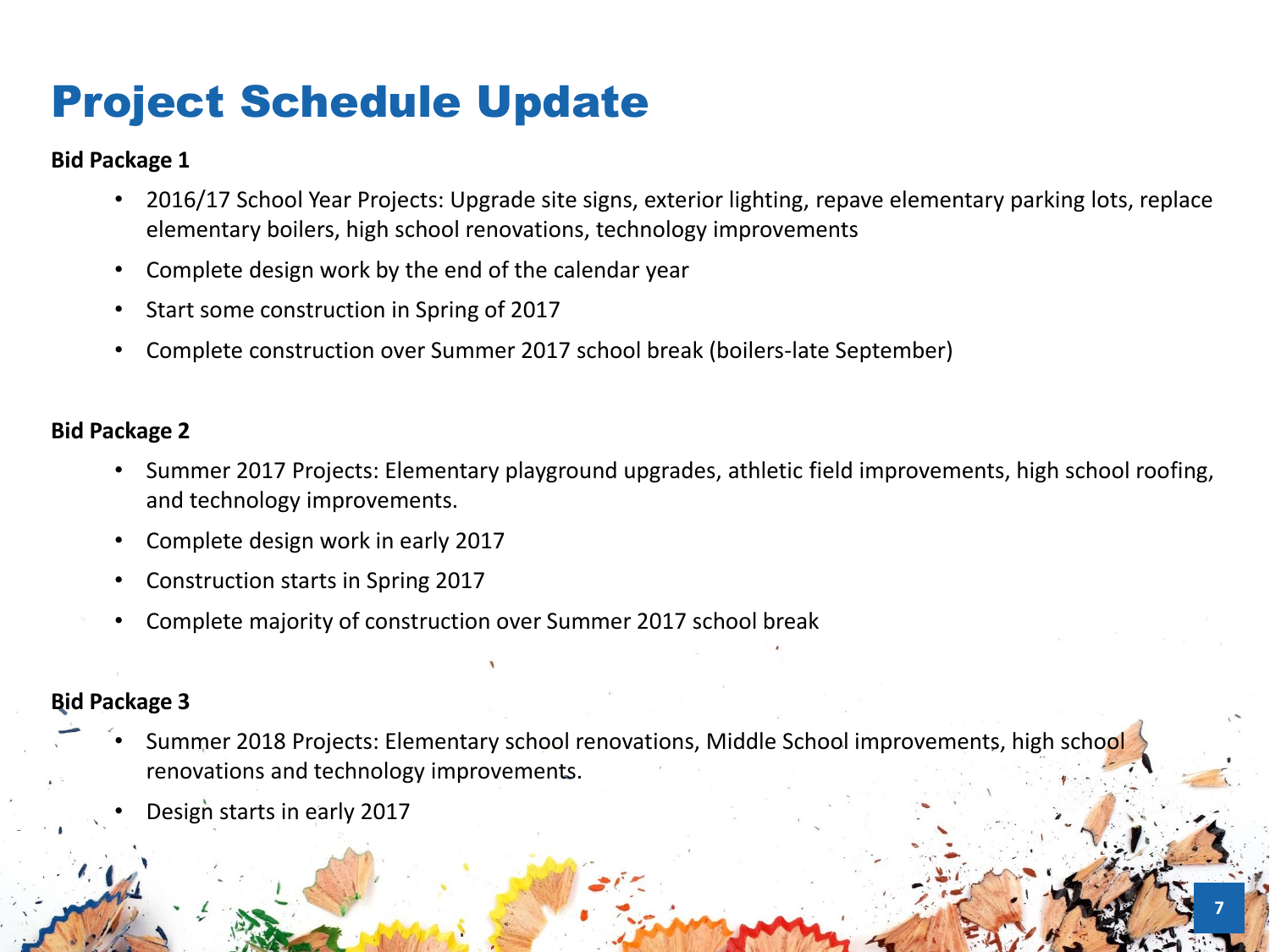# Project Schedule Update

**Bid Package 1**

- 2016/17 School Year Projects: Upgrade site signs, exterior lighting, repave elementary parking lots, replace elementary boilers, high school renovations, technology improvements
- Complete design work by the end of the calendar year
- Start some construction in Spring of 2017
- Complete construction over Summer 2017 school break (boilers-late September)

**Bid Package 2**

- Summer 2017 Projects: Elementary playground upgrades, athletic field improvements, high school roofing, and technology improvements.
- Complete design work in early 2017
- Construction starts in Spring 2017
- Complete majority of construction over Summer 2017 school break

**Bid Package 3**

- Summer 2018 Projects: Elementary school renovations, Middle School improvements, high school renovations and technology improvements.
- Design starts in early 2017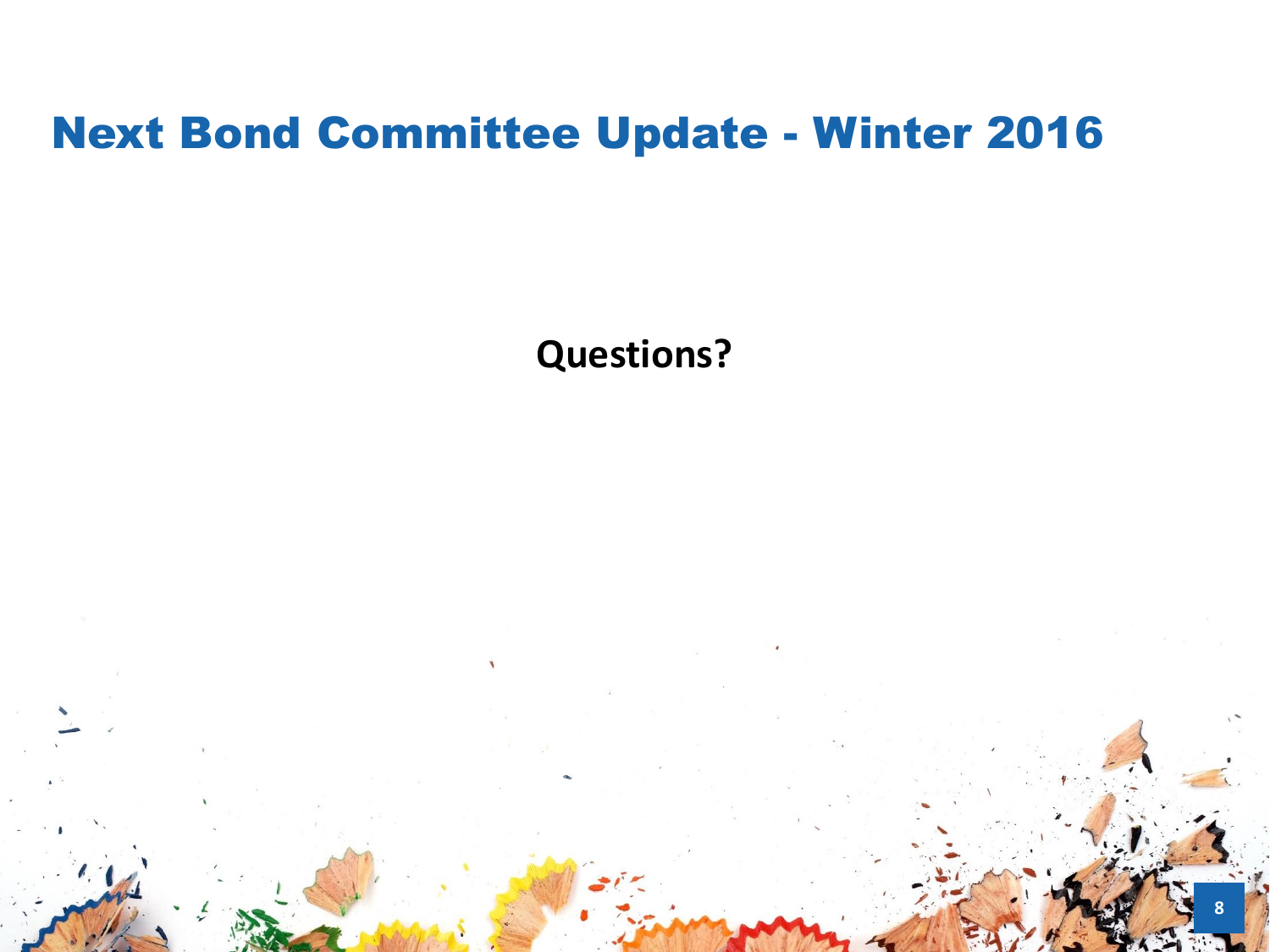# Next Bond Committee Update - Winter 2016

**Questions?**